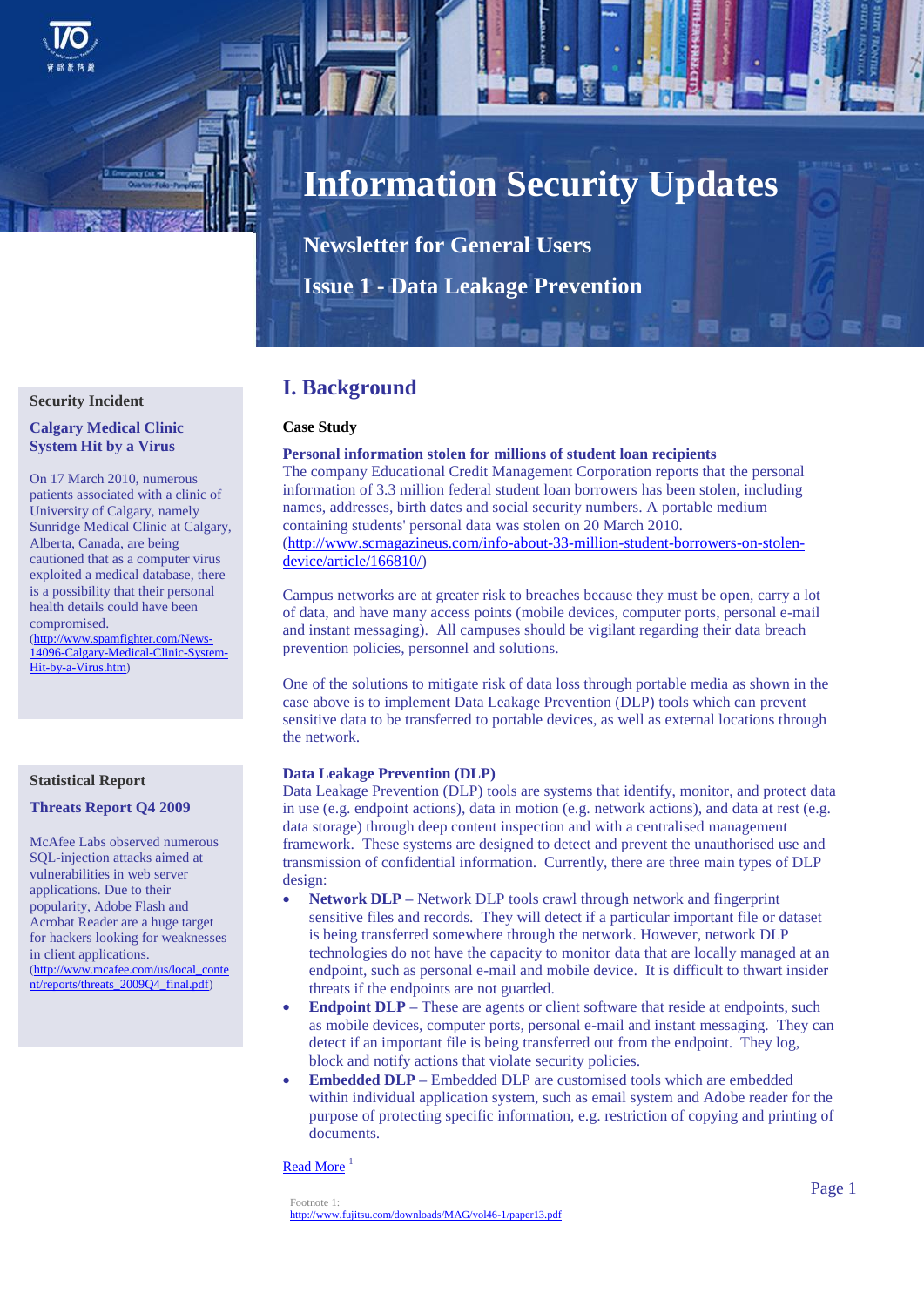# Information Security Updates

## Newsletter for General Users

## Issue 1 - Data Leakage Prevention

## I. Background

**Case Study**

**Personal information stolen for millions of student loan recipients**

The company Educational Credit Management Corporation reports that the personal information of 3.3 million federal student loan borrowers has been stolen, including names, addresses, birth dates and social security numbers. A portable medium containing students' personal data was stolen on 20 March 2010. (http://www.scmagazineus.com/info-about-33-million-student-borrowers-on-stolen-device/article/166810/)

Campus networks are at greater risk to breaches because they must be open, carry a lot of data, and have many access points (mobile devices, computer ports, personal e-mail and instant messaging). All campuses should be vigilant regarding their data breach prevention policies, personnel and solutions.

One of the solutions to mitigate risk of data loss through portable media as shown in the case above is to implement Data Leakage Prevention (DLP) tools which can prevent sensitive data to be transferred to portable devices, as well as external locations through the network.

**Data Leakage Prevention (DLP)**

Data Leakage Prevention (DLP) tools are systems that identify, monitor, and protect data in use (e.g. endpoint actions), data in motion (e.g. network actions), and data at rest (e.g. data storage) through deep content inspection and with a centralised management framework. These systems are designed to detect and prevent the unauthorised use and transmission of confidential information. Currently, there are three main types of DLP design:

- **Network DLP** – Network DLP tools crawl through network and fingerprint sensitive files and records. They will detect if a particular important file or dataset is being transferred somewhere through the network. However, network DLP technologies do not have the capacity to monitor data that are locally managed at an endpoint, such as personal e-mail and mobile device. It is difficult to thwart insider threats if the endpoints are not guarded.
- **Endpoint DLP** – These are agents or client software that reside at endpoints, such as mobile devices, computer ports, personal e-mail and instant messaging. They can detect if an important file is being transferred out from the endpoint. They log, block and notify actions that violate security policies.
- **Embedded DLP** – Embedded DLP are customised tools which are embedded within individual application system, such as email system and Adobe reader for the purpose of protecting specific information, e.g. restriction of copying and printing of documents.

Read More [1]

Footnote 1: http://www.fujitsu.com/downloads/MAG/vol46-1/paper13.pdf

---

**Security Incident**

**Calgary Medical Clinic System Hit by a Virus**

On 17 March 2010, numerous patients associated with a clinic of University of Calgary, namely Sunridge Medical Clinic at Calgary, Alberta, Canada, are being cautioned that as a computer virus exploited a medical database, there is a possibility that their personal health details could have been compromised. (http://www.spamfighter.com/News-14096-Calgary-Medical-Clinic-System-Hit-by-a-Virus.htm)

**Statistical Report**

**Threats Report Q4 2009**

McAfee Labs observed numerous SQL-injection attacks aimed at vulnerabilities in web server applications. Due to their popularity, Adobe Flash and Acrobat Reader are a huge target for hackers looking for weaknesses in client applications. (http://www.mcafee.com/us/local_content/reports/threats_2009Q4_final.pdf)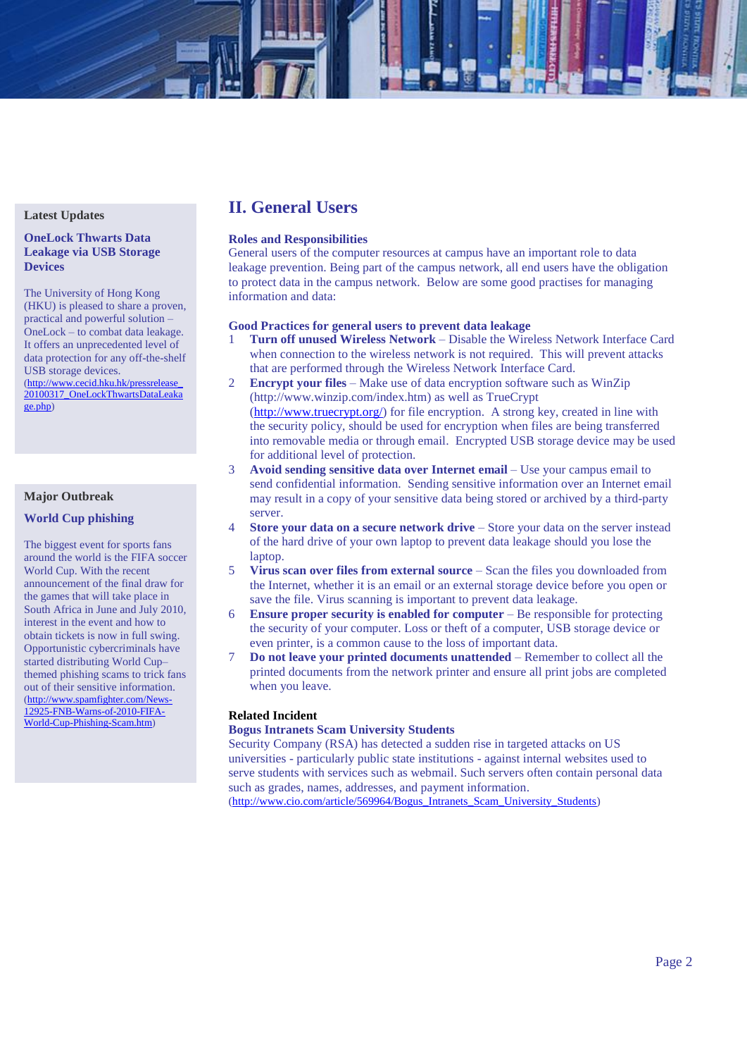## II. General Users

### Roles and Responsibilities

General users of the computer resources at campus have an important role to data leakage prevention. Being part of the campus network, all end users have the obligation to protect data in the campus network. Below are some good practises for managing information and data:

### Good Practices for general users to prevent data leakage

1. **Turn off unused Wireless Network** – Disable the Wireless Network Interface Card when connection to the wireless network is not required. This will prevent attacks that are performed through the Wireless Network Interface Card.
2. **Encrypt your files** – Make use of data encryption software such as WinZip (http://www.winzip.com/index.htm) as well as TrueCrypt (http://www.truecrypt.org/) for file encryption. A strong key, created in line with the security policy, should be used for encryption when files are being transferred into removable media or through email. Encrypted USB storage device may be used for additional level of protection.
3. **Avoid sending sensitive data over Internet email** – Use your campus email to send confidential information. Sending sensitive information over an Internet email may result in a copy of your sensitive data being stored or archived by a third-party server.
4. **Store your data on a secure network drive** – Store your data on the server instead of the hard drive of your own laptop to prevent data leakage should you lose the laptop.
5. **Virus scan over files from external source** – Scan the files you downloaded from the Internet, whether it is an email or an external storage device before you open or save the file. Virus scanning is important to prevent data leakage.
6. **Ensure proper security is enabled for computer** – Be responsible for protecting the security of your computer. Loss or theft of a computer, USB storage device or even printer, is a common cause to the loss of important data.
7. **Do not leave your printed documents unattended** – Remember to collect all the printed documents from the network printer and ensure all print jobs are completed when you leave.

### Related Incident

**Bogus Intranets Scam University Students**

Security Company (RSA) has detected a sudden rise in targeted attacks on US universities - particularly public state institutions - against internal websites used to serve students with services such as webmail. Such servers often contain personal data such as grades, names, addresses, and payment information.
(http://www.cio.com/article/569964/Bogus_Intranets_Scam_University_Students)

### Latest Updates

**OneLock Thwarts Data Leakage via USB Storage Devices**

The University of Hong Kong (HKU) is pleased to share a proven, practical and powerful solution – OneLock – to combat data leakage. It offers an unprecedented level of data protection for any off-the-shelf USB storage devices.
(http://www.cecid.hku.hk/pressrelease_20100317_OneLockThwartsDataLeakage.php)

### Major Outbreak

**World Cup phishing**

The biggest event for sports fans around the world is the FIFA soccer World Cup. With the recent announcement of the final draw for the games that will take place in South Africa in June and July 2010, interest in the event and how to obtain tickets is now in full swing. Opportunistic cybercriminals have started distributing World Cup–themed phishing scams to trick fans out of their sensitive information.
(http://www.spamfighter.com/News-12925-FNB-Warns-of-2010-FIFA-World-Cup-Phishing-Scam.htm)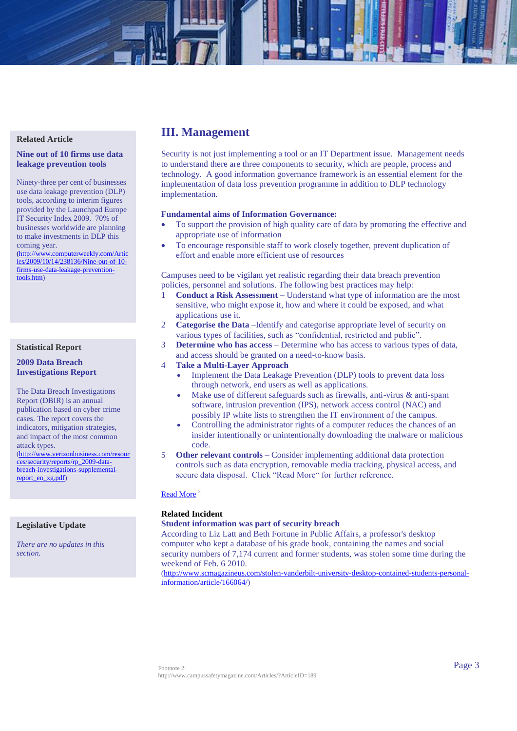## III. Management

Security is not just implementing a tool or an IT Department issue. Management needs to understand there are three components to security, which are people, process and technology. A good information governance framework is an essential element for the implementation of data loss prevention programme in addition to DLP technology implementation.

**Fundamental aims of Information Governance:**

- To support the provision of high quality care of data by promoting the effective and appropriate use of information
- To encourage responsible staff to work closely together, prevent duplication of effort and enable more efficient use of resources

Campuses need to be vigilant yet realistic regarding their data breach prevention policies, personnel and solutions. The following best practices may help:

1. **Conduct a Risk Assessment** – Understand what type of information are the most sensitive, who might expose it, how and where it could be exposed, and what applications use it.
2. **Categorise the Data** –Identify and categorise appropriate level of security on various types of facilities, such as "confidential, restricted and public".
3. **Determine who has access** – Determine who has access to various types of data, and access should be granted on a need-to-know basis.
4. **Take a Multi-Layer Approach**
   - Implement the Data Leakage Prevention (DLP) tools to prevent data loss through network, end users as well as applications.
   - Make use of different safeguards such as firewalls, anti-virus & anti-spam software, intrusion prevention (IPS), network access control (NAC) and possibly IP white lists to strengthen the IT environment of the campus.
   - Controlling the administrator rights of a computer reduces the chances of an insider intentionally or unintentionally downloading the malware or malicious code.
5. **Other relevant controls** – Consider implementing additional data protection controls such as data encryption, removable media tracking, physical access, and secure data disposal. Click "Read More" for further reference.

Read More [2]

**Related Incident**

**Student information was part of security breach**

According to Liz Latt and Beth Fortune in Public Affairs, a professor's desktop computer who kept a database of his grade book, containing the names and social security numbers of 7,174 current and former students, was stolen some time during the weekend of Feb. 6 2010.
(http://www.scmagazineus.com/stolen-vanderbilt-university-desktop-contained-students-personal-information/article/166064/)

**Related Article**

**Nine out of 10 firms use data leakage prevention tools**

Ninety-three per cent of businesses use data leakage prevention (DLP) tools, according to interim figures provided by the Launchpad Europe IT Security Index 2009. 70% of businesses worldwide are planning to make investments in DLP this coming year.
(http://www.computerweekly.com/Articles/2009/10/14/238136/Nine-out-of-10-firms-use-data-leakage-prevention-tools.htm)

**Statistical Report**

**2009 Data Breach Investigations Report**

The Data Breach Investigations Report (DBIR) is an annual publication based on cyber crime cases. The report covers the indicators, mitigation strategies, and impact of the most common attack types.
(http://www.verizonbusiness.com/resources/security/reports/rp_2009-data-breach-investigations-supplemental-report_en_xg.pdf)

**Legislative Update**

*There are no updates in this section.*

Footnote 2:
http://www.campussafetymagazine.com/Articles/?ArticleID=189